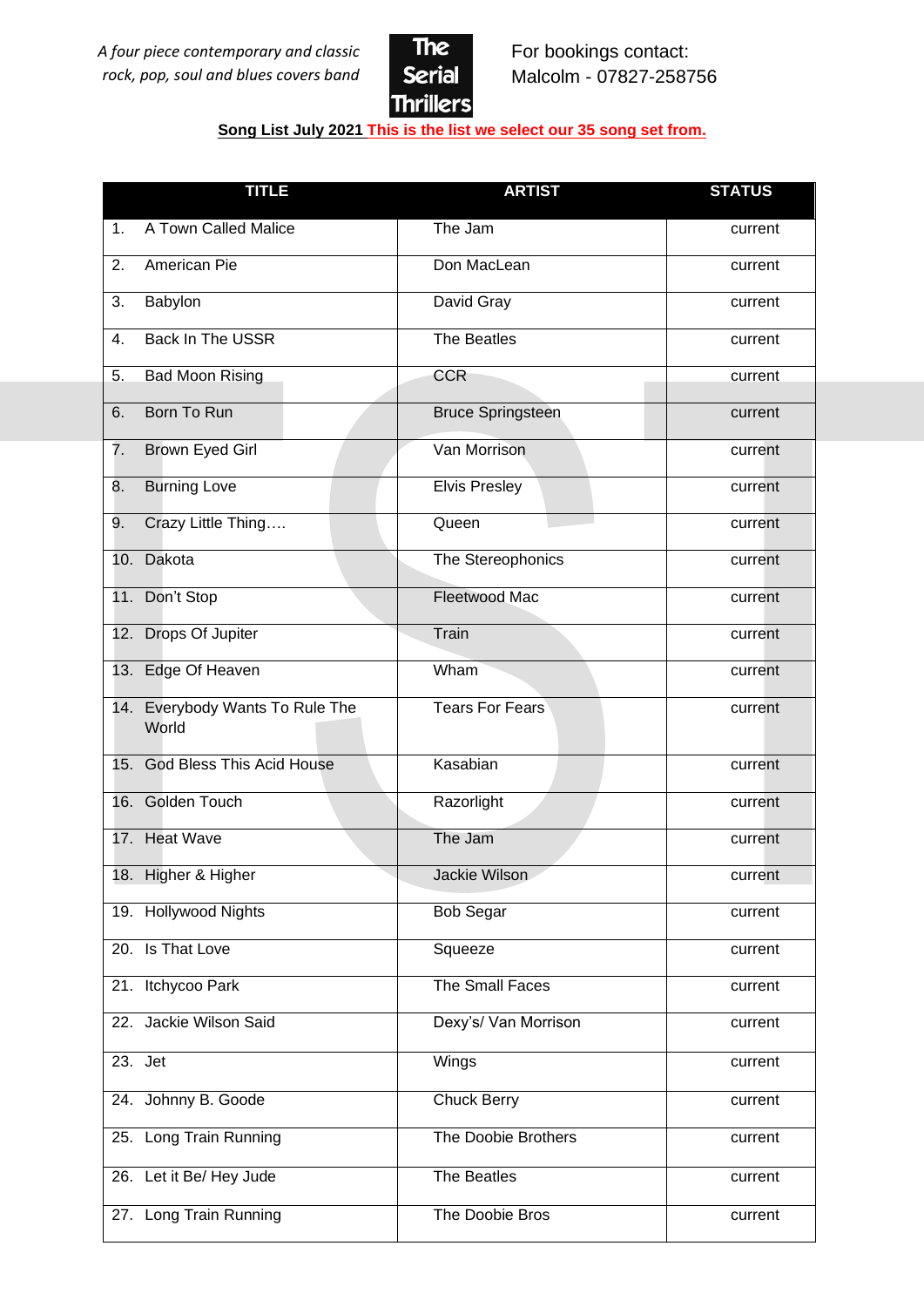*A four piece contemporary and classic rock, pop, soul and blues covers band*

The Serial Thrillers

For bookings contact:
Malcolm - 07827-258756

**Song List July 2021 This is the list we select our 35 song set from.**

| TITLE | ARTIST | STATUS |
|---|---|---|
| 1. A Town Called Malice | The Jam | current |
| 2. American Pie | Don MacLean | current |
| 3. Babylon | David Gray | current |
| 4. Back In The USSR | The Beatles | current |
| 5. Bad Moon Rising | CCR | current |
| 6. Born To Run | Bruce Springsteen | current |
| 7. Brown Eyed Girl | Van Morrison | current |
| 8. Burning Love | Elvis Presley | current |
| 9. Crazy Little Thing…. | Queen | current |
| 10. Dakota | The Stereophonics | current |
| 11. Don't Stop | Fleetwood Mac | current |
| 12. Drops Of Jupiter | Train | current |
| 13. Edge Of Heaven | Wham | current |
| 14. Everybody Wants To Rule The World | Tears For Fears | current |
| 15. God Bless This Acid House | Kasabian | current |
| 16. Golden Touch | Razorlight | current |
| 17. Heat Wave | The Jam | current |
| 18. Higher & Higher | Jackie Wilson | current |
| 19. Hollywood Nights | Bob Segar | current |
| 20. Is That Love | Squeeze | current |
| 21. Itchycoo Park | The Small Faces | current |
| 22. Jackie Wilson Said | Dexy's/ Van Morrison | current |
| 23. Jet | Wings | current |
| 24. Johnny B. Goode | Chuck Berry | current |
| 25. Long Train Running | The Doobie Brothers | current |
| 26. Let it Be/ Hey Jude | The Beatles | current |
| 27. Long Train Running | The Doobie Bros | current |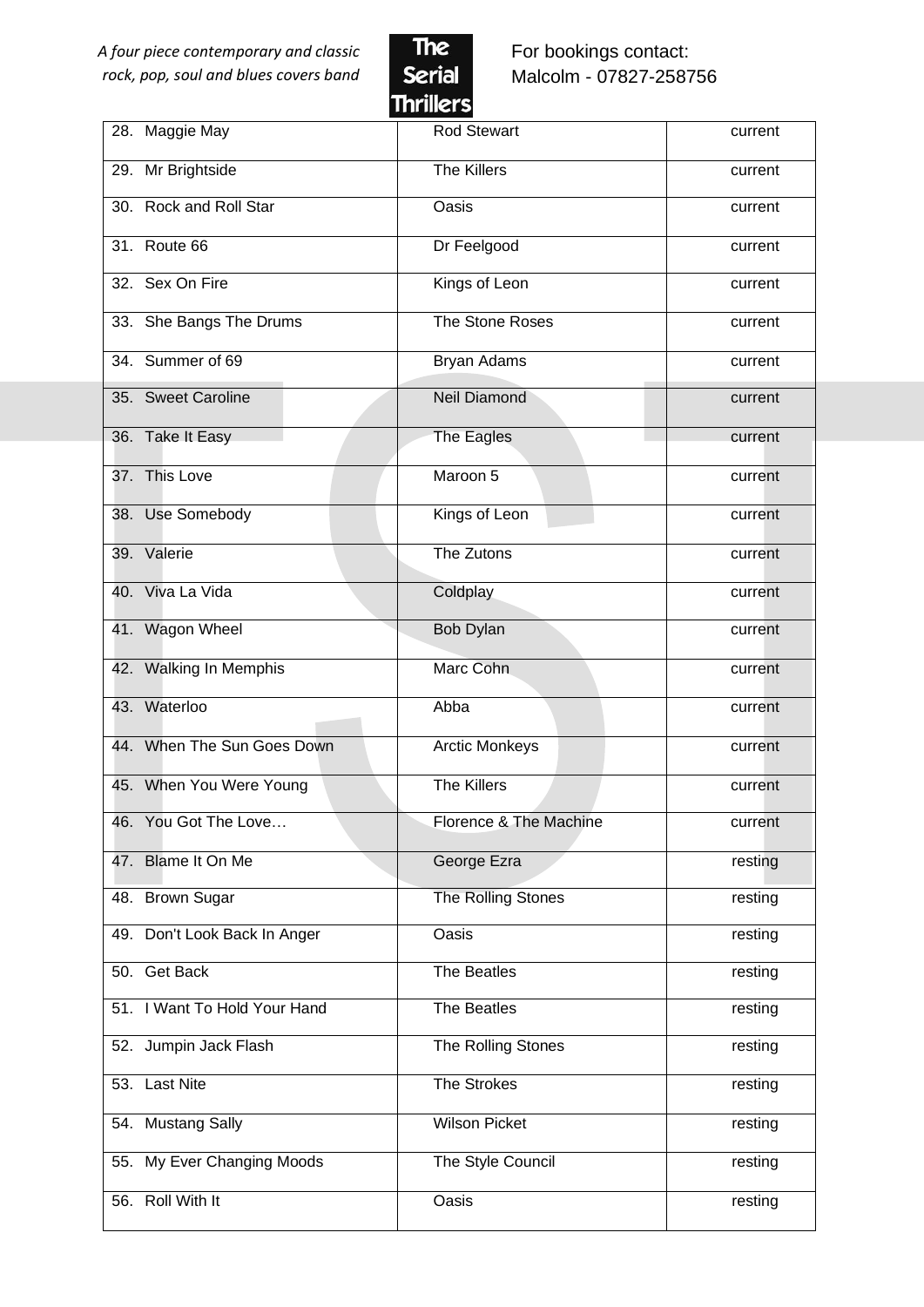| 28. Maggie May | Rod Stewart | current |
| --- | --- | --- |
| 29. Mr Brightside | The Killers | current |
| 30. Rock and Roll Star | Oasis | current |
| 31. Route 66 | Dr Feelgood | current |
| 32. Sex On Fire | Kings of Leon | current |
| 33. She Bangs The Drums | The Stone Roses | current |
| 34. Summer of 69 | Bryan Adams | current |
| 35. Sweet Caroline | Neil Diamond | current |
| 36. Take It Easy | The Eagles | current |
| 37. This Love | Maroon 5 | current |
| 38. Use Somebody | Kings of Leon | current |
| 39. Valerie | The Zutons | current |
| 40. Viva La Vida | Coldplay | current |
| 41. Wagon Wheel | Bob Dylan | current |
| 42. Walking In Memphis | Marc Cohn | current |
| 43. Waterloo | Abba | current |
| 44. When The Sun Goes Down | Arctic Monkeys | current |
| 45. When You Were Young | The Killers | current |
| 46. You Got The Love… | Florence & The Machine | current |
| 47. Blame It On Me | George Ezra | resting |
| 48. Brown Sugar | The Rolling Stones | resting |
| 49. Don't Look Back In Anger | Oasis | resting |
| 50. Get Back | The Beatles | resting |
| 51. I Want To Hold Your Hand | The Beatles | resting |
| 52. Jumpin Jack Flash | The Rolling Stones | resting |
| 53. Last Nite | The Strokes | resting |
| 54. Mustang Sally | Wilson Picket | resting |
| 55. My Ever Changing Moods | The Style Council | resting |
| 56. Roll With It | Oasis | resting |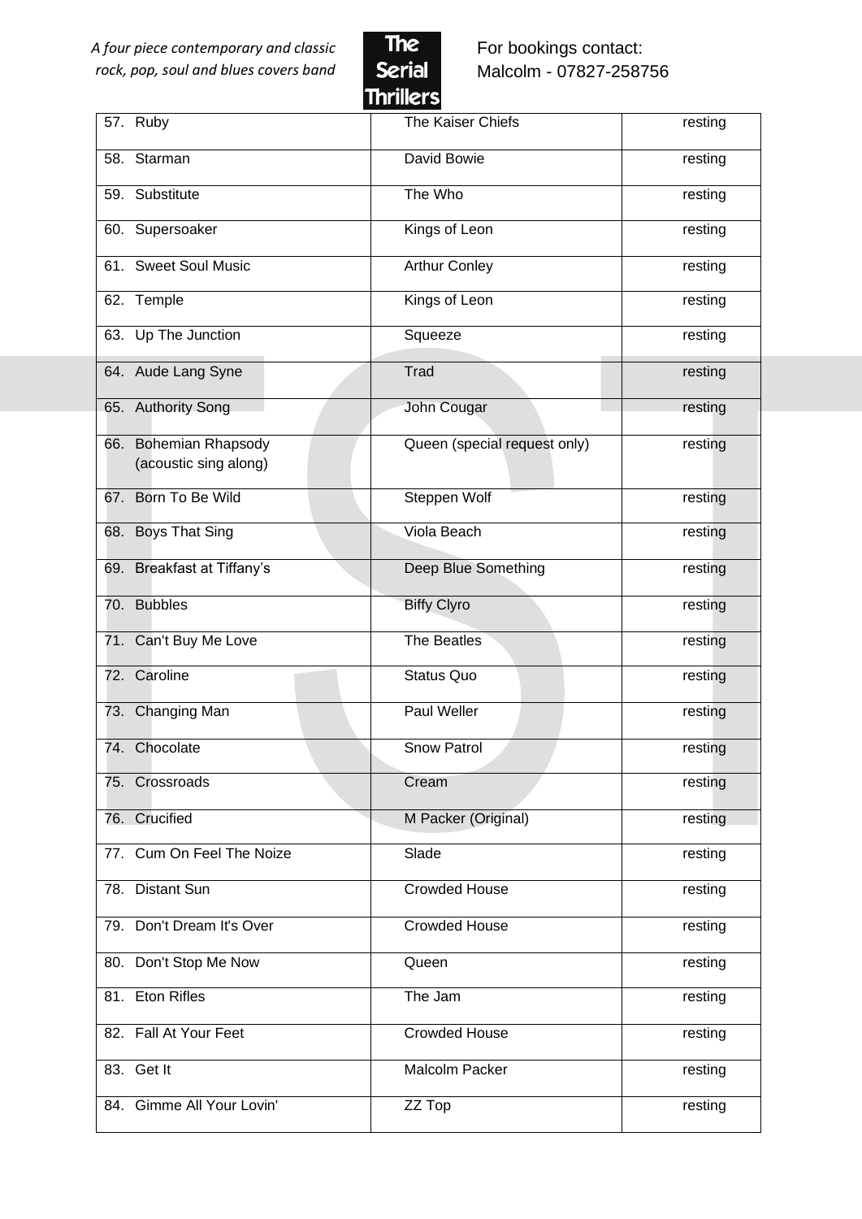*A four piece contemporary and classic rock, pop, soul and blues covers band*

The Serial Thrillers

For bookings contact:
Malcolm - 07827-258756

| | | |
|---|---|---|
| 57. Ruby | The Kaiser Chiefs | resting |
| 58. Starman | David Bowie | resting |
| 59. Substitute | The Who | resting |
| 60. Supersoaker | Kings of Leon | resting |
| 61. Sweet Soul Music | Arthur Conley | resting |
| 62. Temple | Kings of Leon | resting |
| 63. Up The Junction | Squeeze | resting |
| 64. Aude Lang Syne | Trad | resting |
| 65. Authority Song | John Cougar | resting |
| 66. Bohemian Rhapsody (acoustic sing along) | Queen (special request only) | resting |
| 67. Born To Be Wild | Steppen Wolf | resting |
| 68. Boys That Sing | Viola Beach | resting |
| 69. Breakfast at Tiffany's | Deep Blue Something | resting |
| 70. Bubbles | Biffy Clyro | resting |
| 71. Can't Buy Me Love | The Beatles | resting |
| 72. Caroline | Status Quo | resting |
| 73. Changing Man | Paul Weller | resting |
| 74. Chocolate | Snow Patrol | resting |
| 75. Crossroads | Cream | resting |
| 76. Crucified | M Packer (Original) | resting |
| 77. Cum On Feel The Noize | Slade | resting |
| 78. Distant Sun | Crowded House | resting |
| 79. Don't Dream It's Over | Crowded House | resting |
| 80. Don't Stop Me Now | Queen | resting |
| 81. Eton Rifles | The Jam | resting |
| 82. Fall At Your Feet | Crowded House | resting |
| 83. Get It | Malcolm Packer | resting |
| 84. Gimme All Your Lovin' | ZZ Top | resting |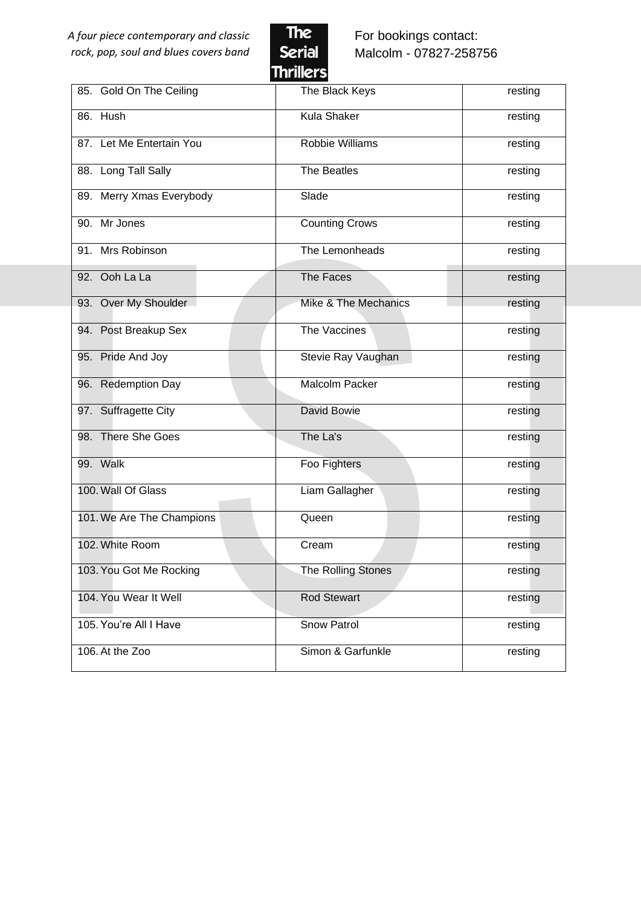| | | |
|---|---|---|
| 85. Gold On The Ceiling | The Black Keys | resting |
| 86. Hush | Kula Shaker | resting |
| 87. Let Me Entertain You | Robbie Williams | resting |
| 88. Long Tall Sally | The Beatles | resting |
| 89. Merry Xmas Everybody | Slade | resting |
| 90. Mr Jones | Counting Crows | resting |
| 91. Mrs Robinson | The Lemonheads | resting |
| 92. Ooh La La | The Faces | resting |
| 93. Over My Shoulder | Mike & The Mechanics | resting |
| 94. Post Breakup Sex | The Vaccines | resting |
| 95. Pride And Joy | Stevie Ray Vaughan | resting |
| 96. Redemption Day | Malcolm Packer | resting |
| 97. Suffragette City | David Bowie | resting |
| 98. There She Goes | The La's | resting |
| 99. Walk | Foo Fighters | resting |
| 100. Wall Of Glass | Liam Gallagher | resting |
| 101. We Are The Champions | Queen | resting |
| 102. White Room | Cream | resting |
| 103. You Got Me Rocking | The Rolling Stones | resting |
| 104. You Wear It Well | Rod Stewart | resting |
| 105. You're All I Have | Snow Patrol | resting |
| 106. At the Zoo | Simon & Garfunkle | resting |